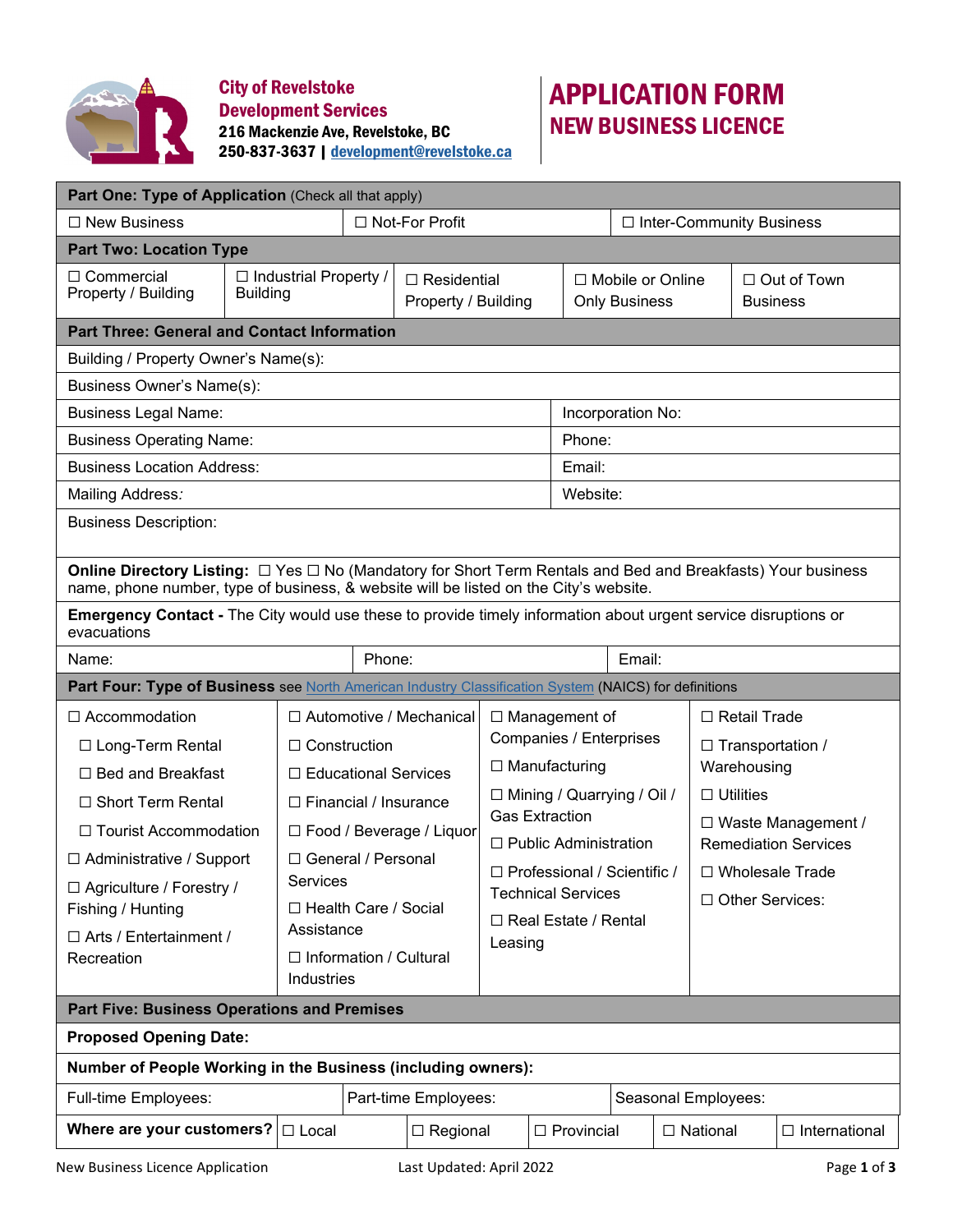**City of Revelstoke**
**Development Services**
**216 Mackenzie Ave, Revelstoke, BC**
**250-837-3637 | development@revelstoke.ca**

# APPLICATION FORM
## NEW BUSINESS LICENCE

### Part One: Type of Application (Check all that apply)

| | | |
|---|---|---|
| ☐ New Business | ☐ Not-For Profit | ☐ Inter-Community Business |

### Part Two: Location Type

| | | | | |
|---|---|---|---|---|
| ☐ Commercial Property / Building | ☐ Industrial Property / Building | ☐ Residential Property / Building | ☐ Mobile or Online Only Business | ☐ Out of Town Business |

### Part Three: General and Contact Information

| | |
|---|---|
| Building / Property Owner's Name(s): | |
| Business Owner's Name(s): | |
| Business Legal Name: | Incorporation No: |
| Business Operating Name: | Phone: |
| Business Location Address: | Email: |
| Mailing Address: | Website: |
| Business Description: | |

**Online Directory Listing:** ☐ Yes ☐ No (Mandatory for Short Term Rentals and Bed and Breakfasts) Your business name, phone number, type of business, & website will be listed on the City's website.

**Emergency Contact -** The City would use these to provide timely information about urgent service disruptions or evacuations

| | | |
|---|---|---|
| Name: | Phone: | Email: |

### Part Four: Type of Business see North American Industry Classification System (NAICS) for definitions

| | | | |
|---|---|---|---|
| ☐ Accommodation | ☐ Automotive / Mechanical | ☐ Management of Companies / Enterprises | ☐ Retail Trade |
| ☐ Long-Term Rental | ☐ Construction | ☐ Manufacturing | ☐ Transportation / Warehousing |
| ☐ Bed and Breakfast | ☐ Educational Services | ☐ Mining / Quarrying / Oil / Gas Extraction | ☐ Utilities |
| ☐ Short Term Rental | ☐ Financial / Insurance | ☐ Public Administration | ☐ Waste Management / Remediation Services |
| ☐ Tourist Accommodation | ☐ Food / Beverage / Liquor | ☐ Professional / Scientific / Technical Services | ☐ Wholesale Trade |
| ☐ Administrative / Support | ☐ General / Personal Services | ☐ Real Estate / Rental Leasing | ☐ Other Services: |
| ☐ Agriculture / Forestry / Fishing / Hunting | ☐ Health Care / Social Assistance | | |
| ☐ Arts / Entertainment / Recreation | ☐ Information / Cultural Industries | | |

### Part Five: Business Operations and Premises

**Proposed Opening Date:**

**Number of People Working in the Business (including owners):**

| | | |
|---|---|---|
| Full-time Employees: | Part-time Employees: | Seasonal Employees: |

| | | | | | |
|---|---|---|---|---|---|
| **Where are your customers?** | ☐ Local | ☐ Regional | ☐ Provincial | ☐ National | ☐ International |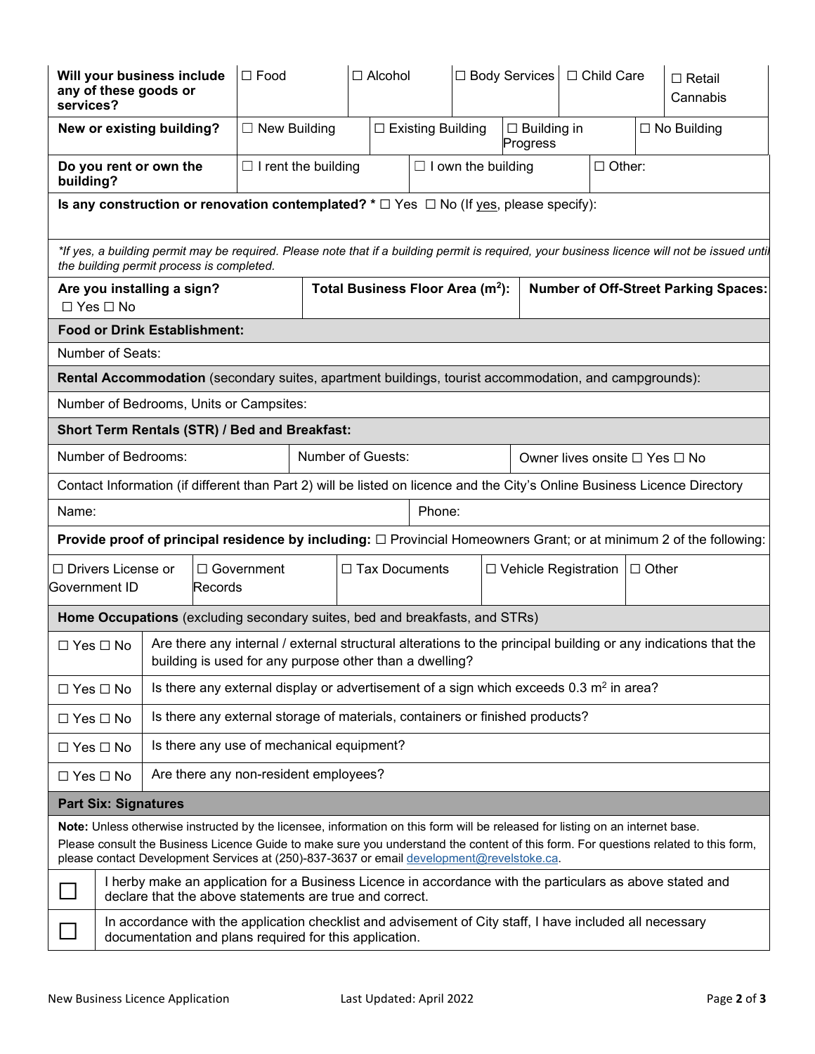| **Will your business include any of these goods or services?** | ☐ Food | ☐ Alcohol | ☐ Body Services | ☐ Child Care | ☐ Retail Cannabis |
|---|---|---|---|---|---|
| **New or existing building?** | ☐ New Building | ☐ Existing Building | ☐ Building in Progress | ☐ No Building | |
| **Do you rent or own the building?** | ☐ I rent the building | ☐ I own the building | ☐ Other: | | |

**Is any construction or renovation contemplated? *** ☐ Yes ☐ No (If yes, please specify):

*\*If yes, a building permit may be required. Please note that if a building permit is required, your business licence will not be issued until the building permit process is completed.*

| **Are you installing a sign?** ☐ Yes ☐ No | **Total Business Floor Area (m²):** | **Number of Off-Street Parking Spaces:** |
|---|---|---|

**Food or Drink Establishment:**

Number of Seats:

**Rental Accommodation** (secondary suites, apartment buildings, tourist accommodation, and campgrounds):

Number of Bedrooms, Units or Campsites:

**Short Term Rentals (STR) / Bed and Breakfast:**

| Number of Bedrooms: | Number of Guests: | Owner lives onsite ☐ Yes ☐ No |
|---|---|---|

Contact Information (if different than Part 2) will be listed on licence and the City's Online Business Licence Directory

| Name: | Phone: |
|---|---|

**Provide proof of principal residence by including:** ☐ Provincial Homeowners Grant; or at minimum 2 of the following:

| ☐ Drivers License or Government ID | ☐ Government Records | ☐ Tax Documents | ☐ Vehicle Registration | ☐ Other |
|---|---|---|---|---|

**Home Occupations** (excluding secondary suites, bed and breakfasts, and STRs)

| | |
|---|---|
| ☐ Yes ☐ No | Are there any internal / external structural alterations to the principal building or any indications that the building is used for any purpose other than a dwelling? |
| ☐ Yes ☐ No | Is there any external display or advertisement of a sign which exceeds 0.3 m² in area? |
| ☐ Yes ☐ No | Is there any external storage of materials, containers or finished products? |
| ☐ Yes ☐ No | Is there any use of mechanical equipment? |
| ☐ Yes ☐ No | Are there any non-resident employees? |

## Part Six: Signatures

**Note:** Unless otherwise instructed by the licensee, information on this form will be released for listing on an internet base.

Please consult the Business Licence Guide to make sure you understand the content of this form. For questions related to this form, please contact Development Services at (250)-837-3637 or email development@revelstoke.ca.

| | |
|---|---|
| ☐ | I herby make an application for a Business Licence in accordance with the particulars as above stated and declare that the above statements are true and correct. |
| ☐ | In accordance with the application checklist and advisement of City staff, I have included all necessary documentation and plans required for this application. |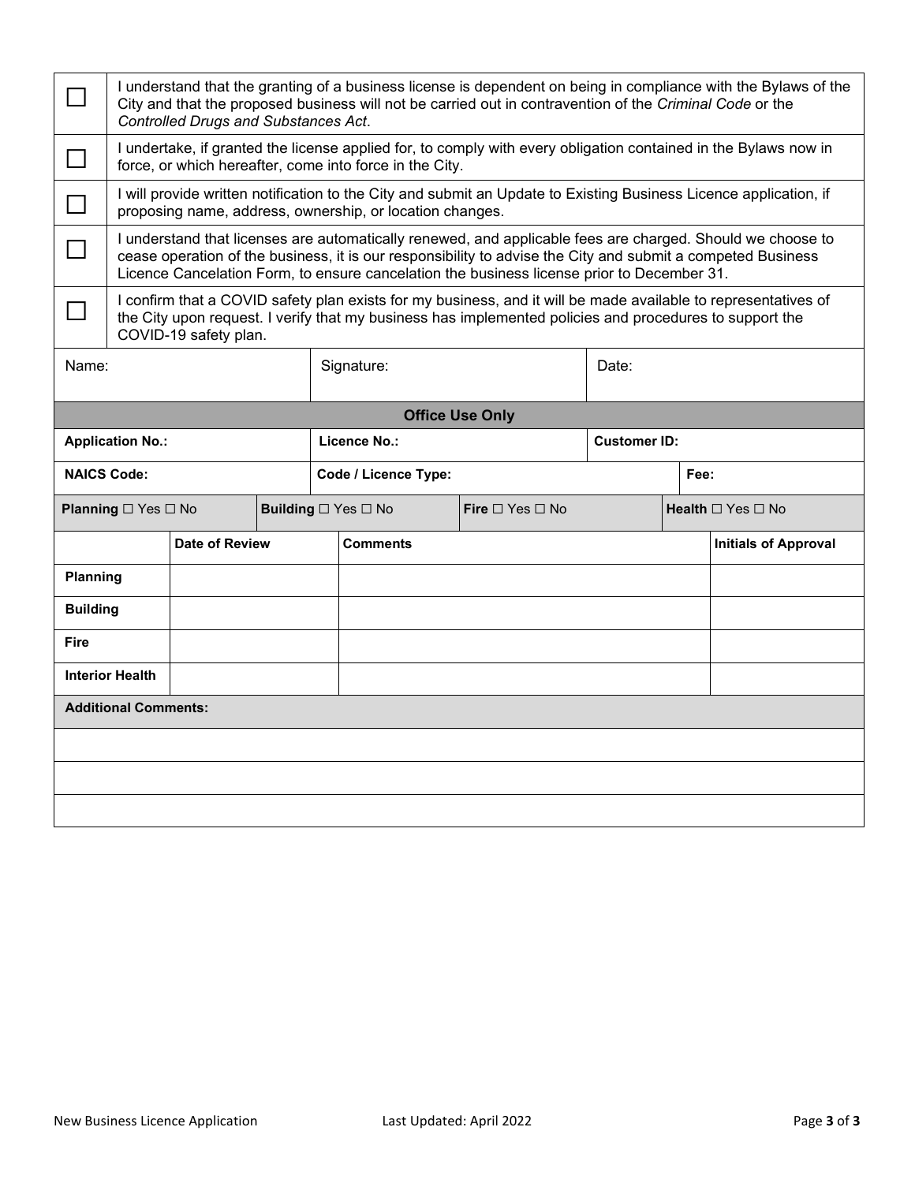| | |
|---|---|
| ☐ | I understand that the granting of a business license is dependent on being in compliance with the Bylaws of the City and that the proposed business will not be carried out in contravention of the *Criminal Code* or the *Controlled Drugs and Substances Act*. |
| ☐ | I undertake, if granted the license applied for, to comply with every obligation contained in the Bylaws now in force, or which hereafter, come into force in the City. |
| ☐ | I will provide written notification to the City and submit an Update to Existing Business Licence application, if proposing name, address, ownership, or location changes. |
| ☐ | I understand that licenses are automatically renewed, and applicable fees are charged. Should we choose to cease operation of the business, it is our responsibility to advise the City and submit a competed Business Licence Cancelation Form, to ensure cancelation the business license prior to December 31. |
| ☐ | I confirm that a COVID safety plan exists for my business, and it will be made available to representatives of the City upon request. I verify that my business has implemented policies and procedures to support the COVID-19 safety plan. |

| Name: | Signature: | Date: |
|---|---|---|
| | | |

## Office Use Only

| **Application No.:** | **Licence No.:** | **Customer ID:** |
|---|---|---|

| **NAICS Code:** | **Code / Licence Type:** | **Fee:** |
|---|---|---|

| **Planning** ☐ Yes ☐ No | **Building** ☐ Yes ☐ No | **Fire** ☐ Yes ☐ No | **Health** ☐ Yes ☐ No |
|---|---|---|---|

| | **Date of Review** | **Comments** | **Initials of Approval** |
|---|---|---|---|
| **Planning** | | | |
| **Building** | | | |
| **Fire** | | | |
| **Interior Health** | | | |

| **Additional Comments:** |
|---|
| |
| |
| |